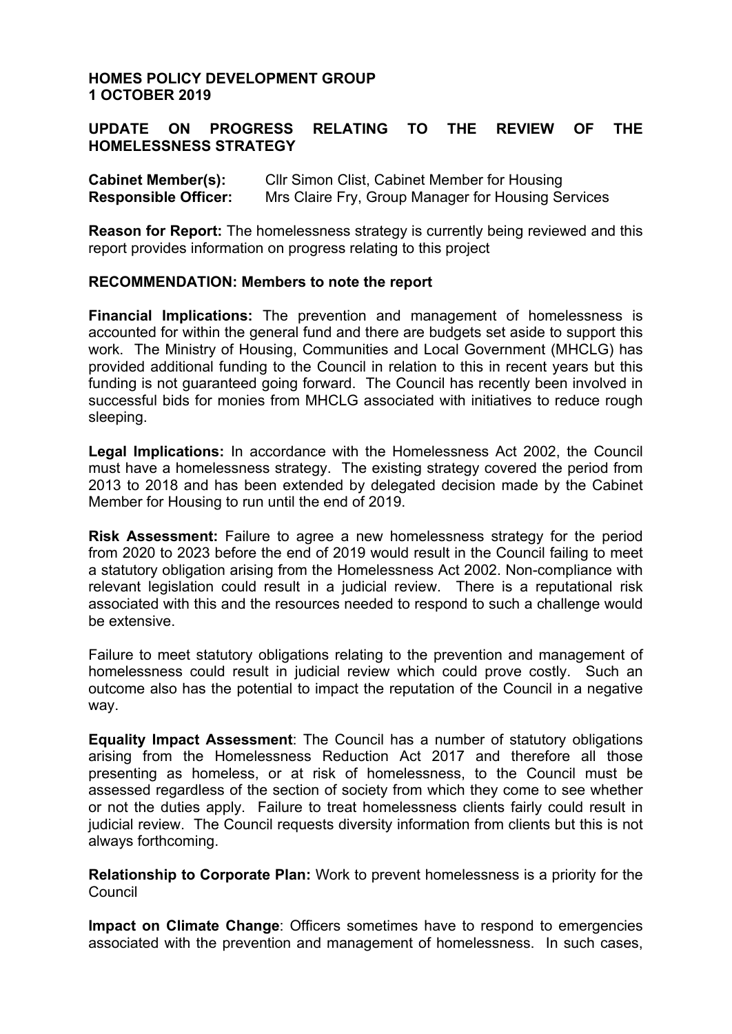**HOMES POLICY DEVELOPMENT GROUP**
**1 OCTOBER 2019**

**UPDATE ON PROGRESS RELATING TO THE REVIEW OF THE HOMELESSNESS STRATEGY**

**Cabinet Member(s):** Cllr Simon Clist, Cabinet Member for Housing
**Responsible Officer:** Mrs Claire Fry, Group Manager for Housing Services

**Reason for Report:** The homelessness strategy is currently being reviewed and this report provides information on progress relating to this project

**RECOMMENDATION: Members to note the report**

**Financial Implications:** The prevention and management of homelessness is accounted for within the general fund and there are budgets set aside to support this work. The Ministry of Housing, Communities and Local Government (MHCLG) has provided additional funding to the Council in relation to this in recent years but this funding is not guaranteed going forward. The Council has recently been involved in successful bids for monies from MHCLG associated with initiatives to reduce rough sleeping.

**Legal Implications:** In accordance with the Homelessness Act 2002, the Council must have a homelessness strategy. The existing strategy covered the period from 2013 to 2018 and has been extended by delegated decision made by the Cabinet Member for Housing to run until the end of 2019.

**Risk Assessment:** Failure to agree a new homelessness strategy for the period from 2020 to 2023 before the end of 2019 would result in the Council failing to meet a statutory obligation arising from the Homelessness Act 2002. Non-compliance with relevant legislation could result in a judicial review. There is a reputational risk associated with this and the resources needed to respond to such a challenge would be extensive.

Failure to meet statutory obligations relating to the prevention and management of homelessness could result in judicial review which could prove costly. Such an outcome also has the potential to impact the reputation of the Council in a negative way.

**Equality Impact Assessment**: The Council has a number of statutory obligations arising from the Homelessness Reduction Act 2017 and therefore all those presenting as homeless, or at risk of homelessness, to the Council must be assessed regardless of the section of society from which they come to see whether or not the duties apply. Failure to treat homelessness clients fairly could result in judicial review. The Council requests diversity information from clients but this is not always forthcoming.

**Relationship to Corporate Plan:** Work to prevent homelessness is a priority for the Council

**Impact on Climate Change**: Officers sometimes have to respond to emergencies associated with the prevention and management of homelessness. In such cases,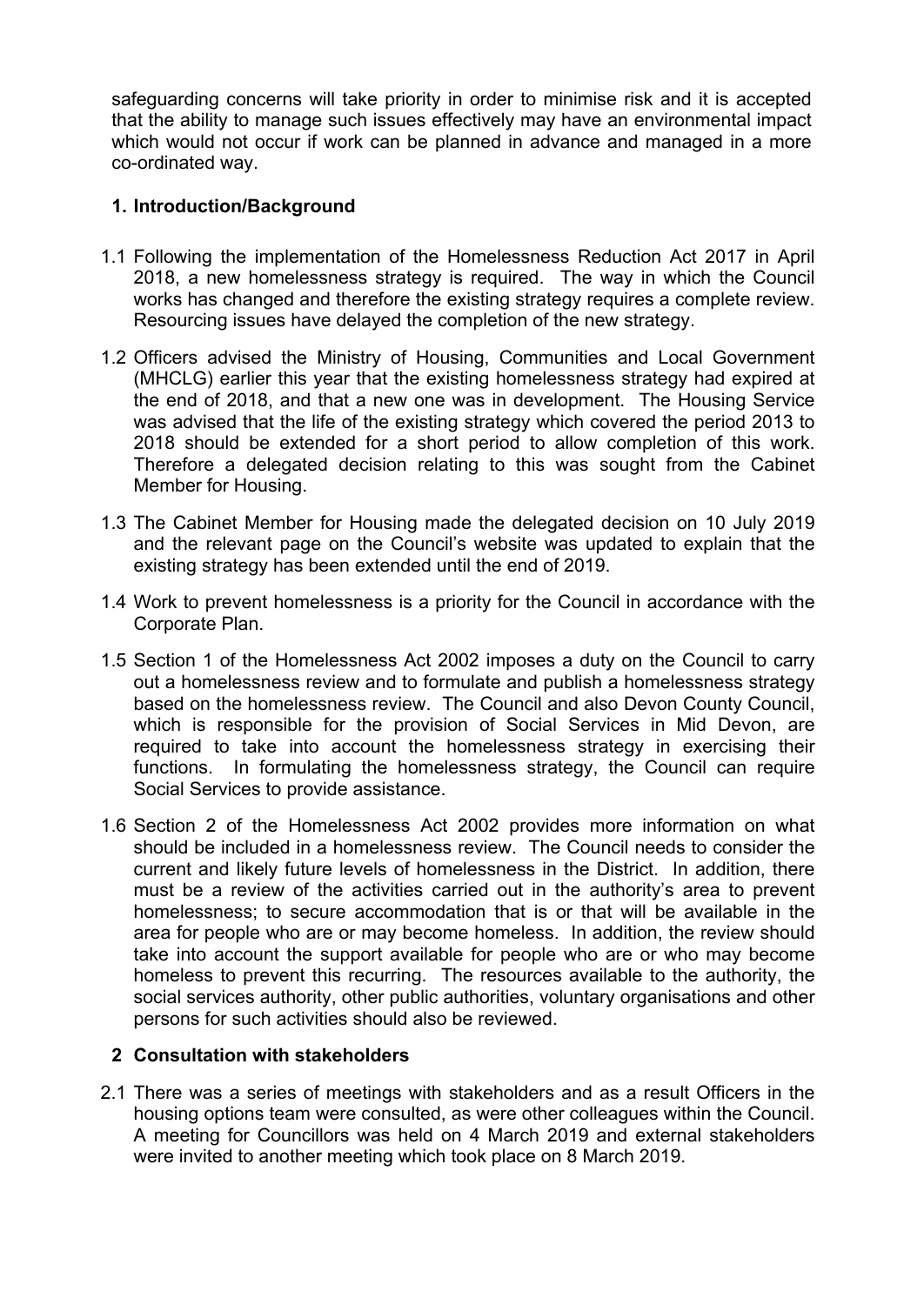safeguarding concerns will take priority in order to minimise risk and it is accepted that the ability to manage such issues effectively may have an environmental impact which would not occur if work can be planned in advance and managed in a more co-ordinated way.

## 1. Introduction/Background

1.1 Following the implementation of the Homelessness Reduction Act 2017 in April 2018, a new homelessness strategy is required. The way in which the Council works has changed and therefore the existing strategy requires a complete review. Resourcing issues have delayed the completion of the new strategy.

1.2 Officers advised the Ministry of Housing, Communities and Local Government (MHCLG) earlier this year that the existing homelessness strategy had expired at the end of 2018, and that a new one was in development. The Housing Service was advised that the life of the existing strategy which covered the period 2013 to 2018 should be extended for a short period to allow completion of this work. Therefore a delegated decision relating to this was sought from the Cabinet Member for Housing.

1.3 The Cabinet Member for Housing made the delegated decision on 10 July 2019 and the relevant page on the Council's website was updated to explain that the existing strategy has been extended until the end of 2019.

1.4 Work to prevent homelessness is a priority for the Council in accordance with the Corporate Plan.

1.5 Section 1 of the Homelessness Act 2002 imposes a duty on the Council to carry out a homelessness review and to formulate and publish a homelessness strategy based on the homelessness review. The Council and also Devon County Council, which is responsible for the provision of Social Services in Mid Devon, are required to take into account the homelessness strategy in exercising their functions. In formulating the homelessness strategy, the Council can require Social Services to provide assistance.

1.6 Section 2 of the Homelessness Act 2002 provides more information on what should be included in a homelessness review. The Council needs to consider the current and likely future levels of homelessness in the District. In addition, there must be a review of the activities carried out in the authority's area to prevent homelessness; to secure accommodation that is or that will be available in the area for people who are or may become homeless. In addition, the review should take into account the support available for people who are or who may become homeless to prevent this recurring. The resources available to the authority, the social services authority, other public authorities, voluntary organisations and other persons for such activities should also be reviewed.

## 2 Consultation with stakeholders

2.1 There was a series of meetings with stakeholders and as a result Officers in the housing options team were consulted, as were other colleagues within the Council. A meeting for Councillors was held on 4 March 2019 and external stakeholders were invited to another meeting which took place on 8 March 2019.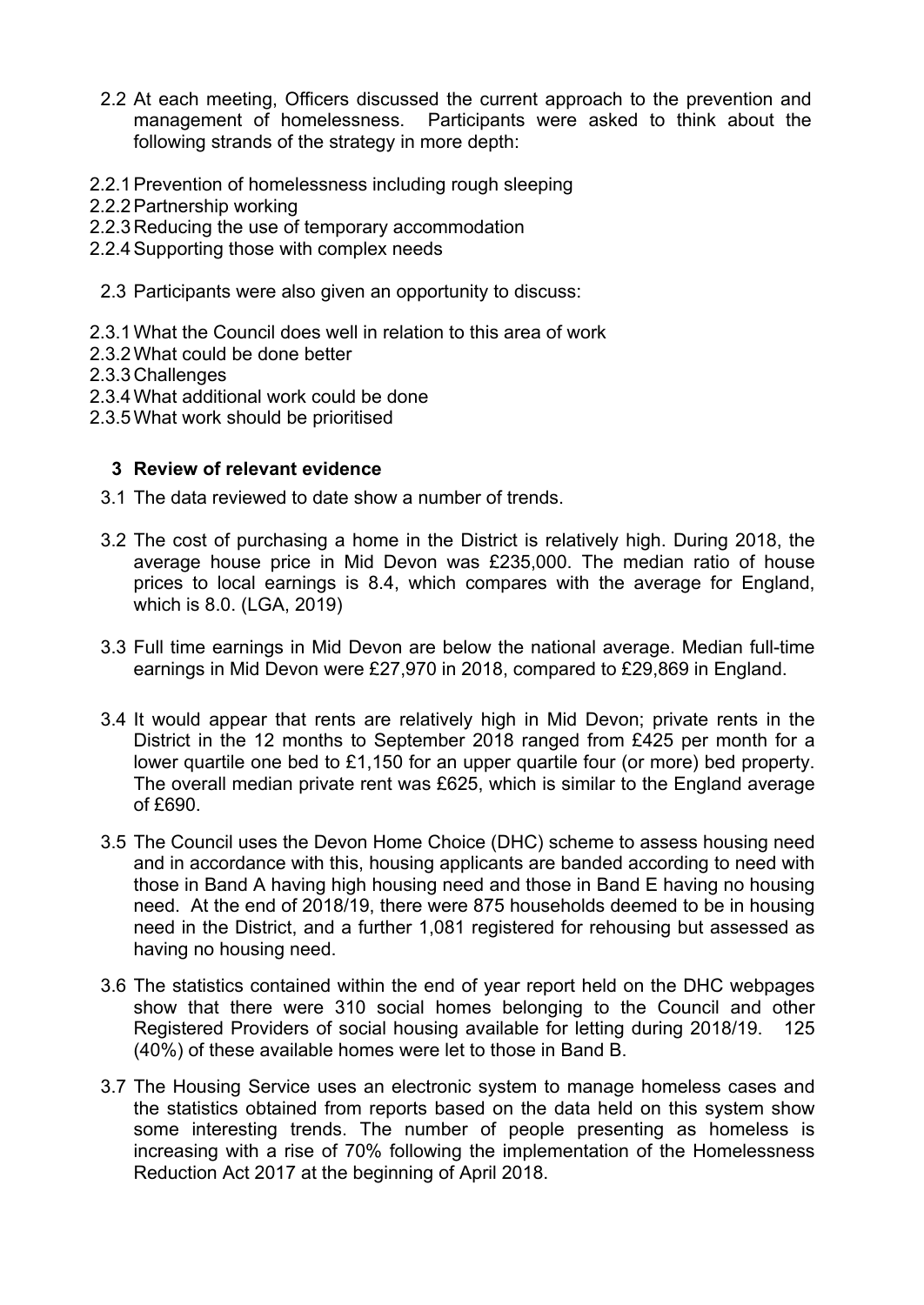2.2 At each meeting, Officers discussed the current approach to the prevention and management of homelessness. Participants were asked to think about the following strands of the strategy in more depth:

2.2.1 Prevention of homelessness including rough sleeping
2.2.2 Partnership working
2.2.3 Reducing the use of temporary accommodation
2.2.4 Supporting those with complex needs

2.3 Participants were also given an opportunity to discuss:

2.3.1 What the Council does well in relation to this area of work
2.3.2 What could be done better
2.3.3 Challenges
2.3.4 What additional work could be done
2.3.5 What work should be prioritised

## 3 Review of relevant evidence

3.1 The data reviewed to date show a number of trends.

3.2 The cost of purchasing a home in the District is relatively high. During 2018, the average house price in Mid Devon was £235,000. The median ratio of house prices to local earnings is 8.4, which compares with the average for England, which is 8.0. (LGA, 2019)

3.3 Full time earnings in Mid Devon are below the national average. Median full-time earnings in Mid Devon were £27,970 in 2018, compared to £29,869 in England.

3.4 It would appear that rents are relatively high in Mid Devon; private rents in the District in the 12 months to September 2018 ranged from £425 per month for a lower quartile one bed to £1,150 for an upper quartile four (or more) bed property. The overall median private rent was £625, which is similar to the England average of £690.

3.5 The Council uses the Devon Home Choice (DHC) scheme to assess housing need and in accordance with this, housing applicants are banded according to need with those in Band A having high housing need and those in Band E having no housing need. At the end of 2018/19, there were 875 households deemed to be in housing need in the District, and a further 1,081 registered for rehousing but assessed as having no housing need.

3.6 The statistics contained within the end of year report held on the DHC webpages show that there were 310 social homes belonging to the Council and other Registered Providers of social housing available for letting during 2018/19. 125 (40%) of these available homes were let to those in Band B.

3.7 The Housing Service uses an electronic system to manage homeless cases and the statistics obtained from reports based on the data held on this system show some interesting trends. The number of people presenting as homeless is increasing with a rise of 70% following the implementation of the Homelessness Reduction Act 2017 at the beginning of April 2018.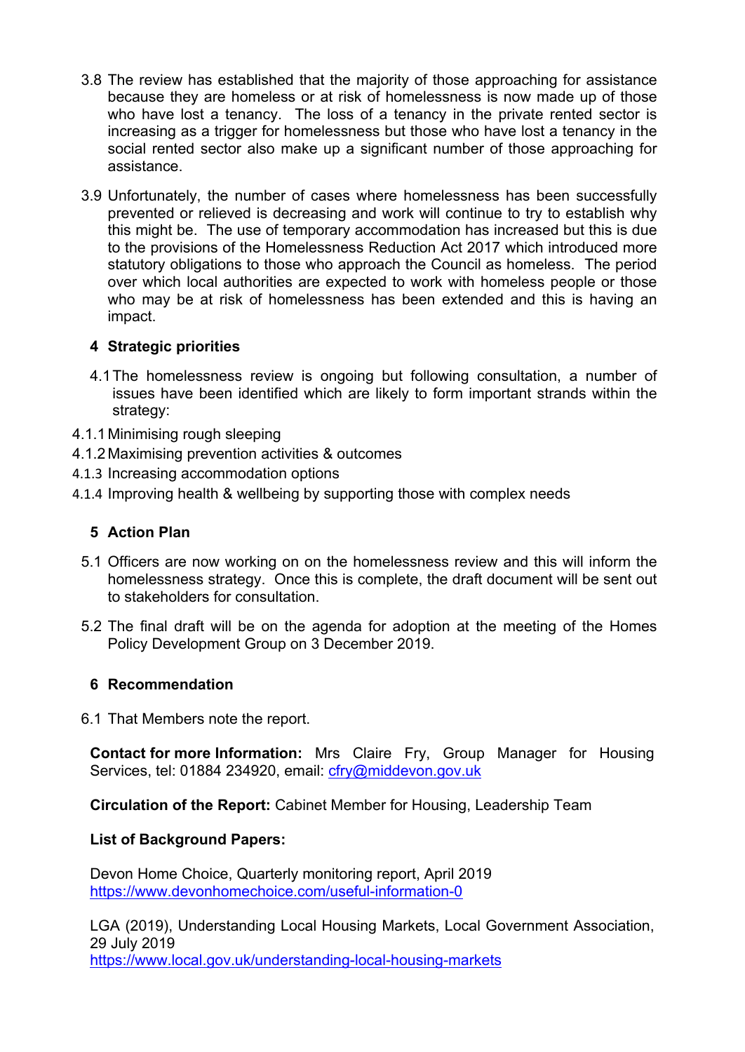3.8 The review has established that the majority of those approaching for assistance because they are homeless or at risk of homelessness is now made up of those who have lost a tenancy. The loss of a tenancy in the private rented sector is increasing as a trigger for homelessness but those who have lost a tenancy in the social rented sector also make up a significant number of those approaching for assistance.

3.9 Unfortunately, the number of cases where homelessness has been successfully prevented or relieved is decreasing and work will continue to try to establish why this might be. The use of temporary accommodation has increased but this is due to the provisions of the Homelessness Reduction Act 2017 which introduced more statutory obligations to those who approach the Council as homeless. The period over which local authorities are expected to work with homeless people or those who may be at risk of homelessness has been extended and this is having an impact.

## 4 Strategic priorities

4.1 The homelessness review is ongoing but following consultation, a number of issues have been identified which are likely to form important strands within the strategy:

4.1.1 Minimising rough sleeping

4.1.2 Maximising prevention activities & outcomes

4.1.3 Increasing accommodation options

4.1.4 Improving health & wellbeing by supporting those with complex needs

## 5 Action Plan

5.1 Officers are now working on on the homelessness review and this will inform the homelessness strategy. Once this is complete, the draft document will be sent out to stakeholders for consultation.

5.2 The final draft will be on the agenda for adoption at the meeting of the Homes Policy Development Group on 3 December 2019.

## 6 Recommendation

6.1 That Members note the report.

**Contact for more Information:** Mrs Claire Fry, Group Manager for Housing Services, tel: 01884 234920, email: cfry@middevon.gov.uk

**Circulation of the Report:** Cabinet Member for Housing, Leadership Team

**List of Background Papers:**

Devon Home Choice, Quarterly monitoring report, April 2019
https://www.devonhomechoice.com/useful-information-0

LGA (2019), Understanding Local Housing Markets, Local Government Association, 29 July 2019
https://www.local.gov.uk/understanding-local-housing-markets